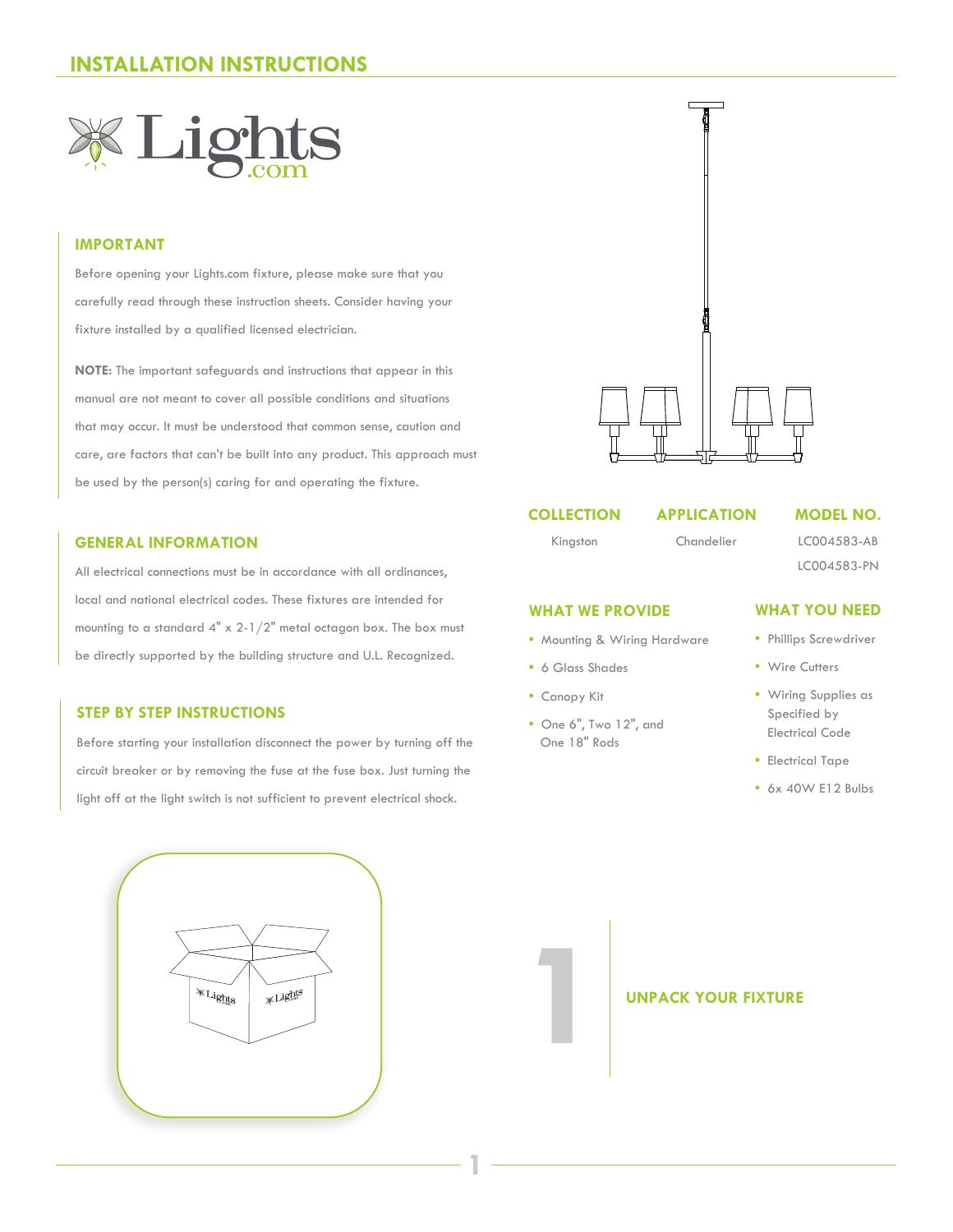# INSTALLATION INSTRUCTIONS

Lights.com

## IMPORTANT

Before opening your Lights.com fixture, please make sure that you carefully read through these instruction sheets. Consider having your fixture installed by a qualified licensed electrician.

**NOTE:** The important safeguards and instructions that appear in this manual are not meant to cover all possible conditions and situations that may occur. It must be understood that common sense, caution and care, are factors that can't be built into any product. This approach must be used by the person(s) caring for and operating the fixture.

## GENERAL INFORMATION

All electrical connections must be in accordance with all ordinances, local and national electrical codes. These fixtures are intended for mounting to a standard 4" x 2-1/2" metal octagon box. The box must be directly supported by the building structure and U.L. Recognized.

## STEP BY STEP INSTRUCTIONS

Before starting your installation disconnect the power by turning off the circuit breaker or by removing the fuse at the fuse box. Just turning the light off at the light switch is not sufficient to prevent electrical shock.

| COLLECTION | APPLICATION | MODEL NO. |
|---|---|---|
| Kingston | Chandelier | LC004583-AB<br>LC004583-PN |

## WHAT WE PROVIDE

- Mounting & Wiring Hardware
- 6 Glass Shades
- Canopy Kit
- One 6", Two 12", and One 18" Rods

## WHAT YOU NEED

- Phillips Screwdriver
- Wire Cutters
- Wiring Supplies as Specified by Electrical Code
- Electrical Tape
- 6x 40W E12 Bulbs

## 1 UNPACK YOUR FIXTURE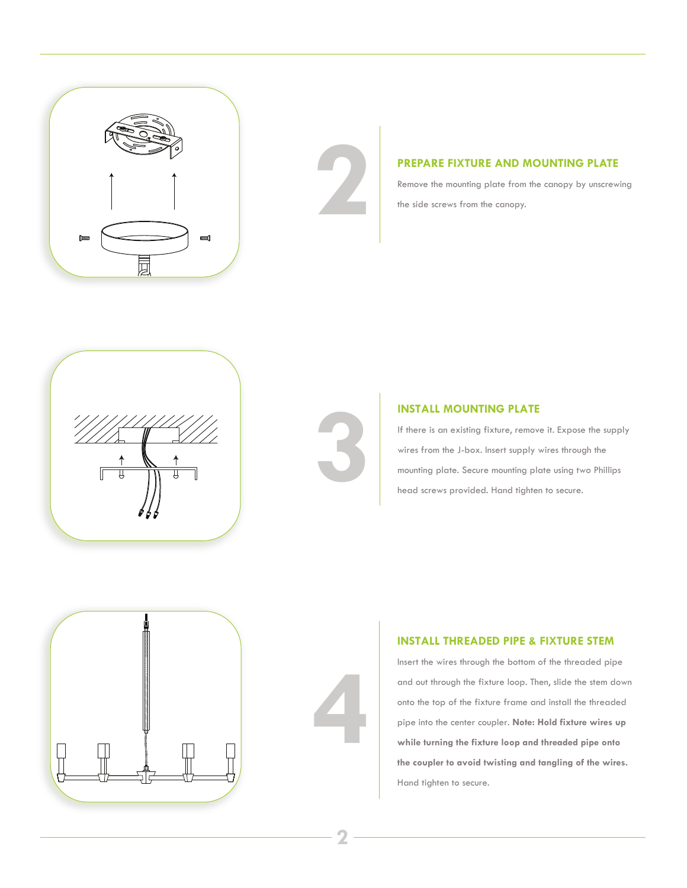## 2 PREPARE FIXTURE AND MOUNTING PLATE

Remove the mounting plate from the canopy by unscrewing the side screws from the canopy.

## 3 INSTALL MOUNTING PLATE

If there is an existing fixture, remove it. Expose the supply wires from the J-box. Insert supply wires through the mounting plate. Secure mounting plate using two Phillips head screws provided. Hand tighten to secure.

## 4 INSTALL THREADED PIPE & FIXTURE STEM

Insert the wires through the bottom of the threaded pipe and out through the fixture loop. Then, slide the stem down onto the top of the fixture frame and install the threaded pipe into the center coupler. **Note: Hold fixture wires up while turning the fixture loop and threaded pipe onto the coupler to avoid twisting and tangling of the wires.** Hand tighten to secure.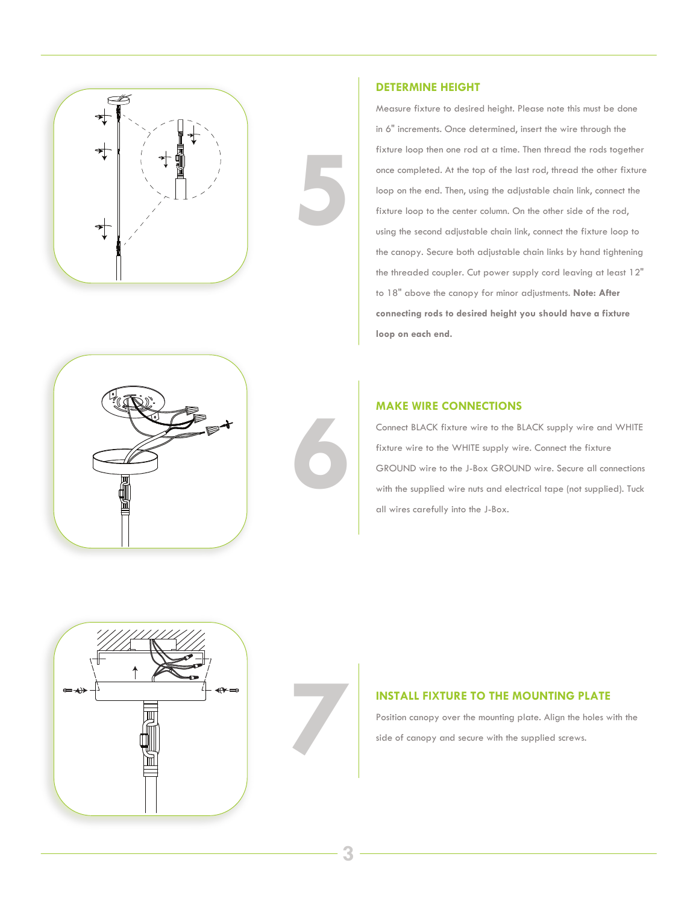## 5

### DETERMINE HEIGHT

Measure fixture to desired height. Please note this must be done in 6" increments. Once determined, insert the wire through the fixture loop then one rod at a time. Then thread the rods together once completed. At the top of the last rod, thread the other fixture loop on the end. Then, using the adjustable chain link, connect the fixture loop to the center column. On the other side of the rod, using the second adjustable chain link, connect the fixture loop to the canopy. Secure both adjustable chain links by hand tightening the threaded coupler. Cut power supply cord leaving at least 12" to 18" above the canopy for minor adjustments. **Note: After connecting rods to desired height you should have a fixture loop on each end.**

## 6

### MAKE WIRE CONNECTIONS

Connect BLACK fixture wire to the BLACK supply wire and WHITE fixture wire to the WHITE supply wire. Connect the fixture GROUND wire to the J-Box GROUND wire. Secure all connections with the supplied wire nuts and electrical tape (not supplied). Tuck all wires carefully into the J-Box.

## 7

### INSTALL FIXTURE TO THE MOUNTING PLATE

Position canopy over the mounting plate. Align the holes with the side of canopy and secure with the supplied screws.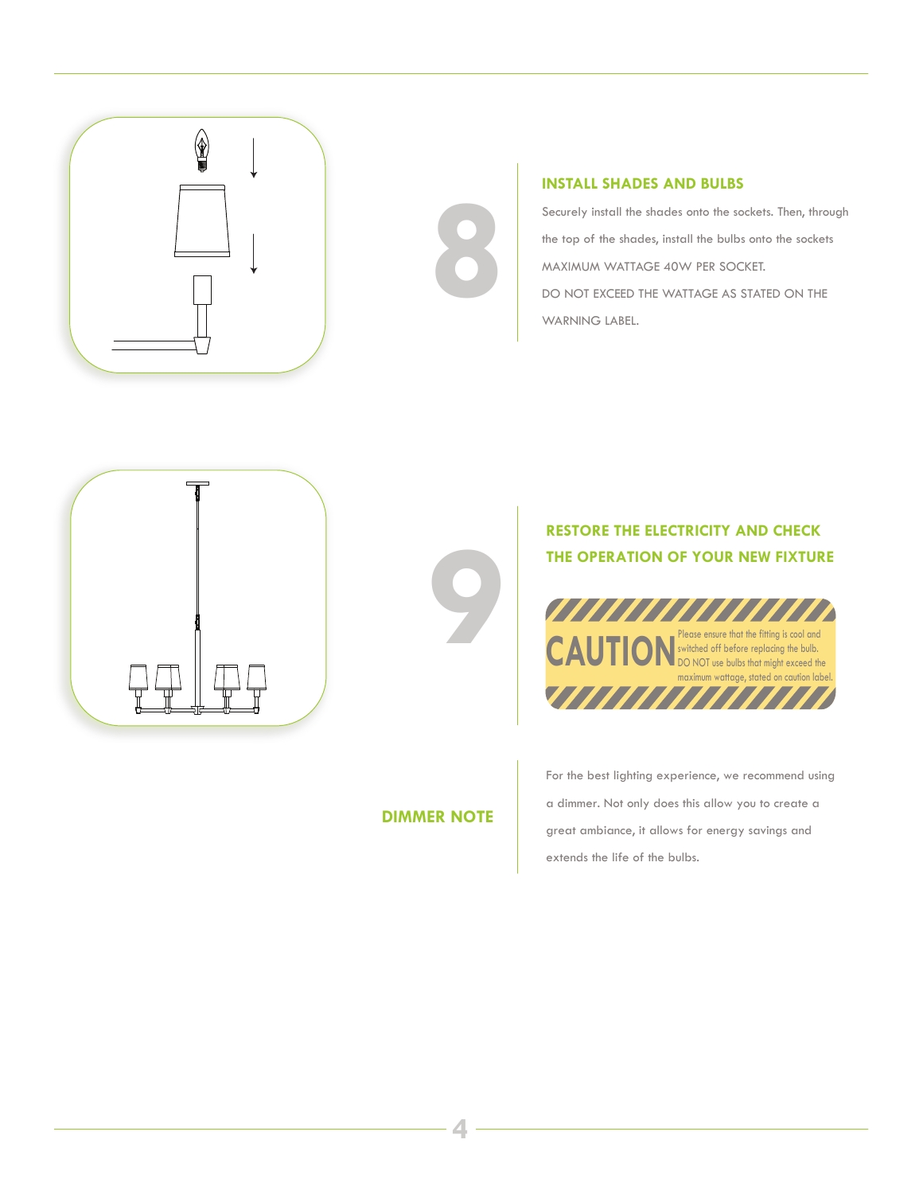## 8

### INSTALL SHADES AND BULBS

Securely install the shades onto the sockets. Then, through the top of the shades, install the bulbs onto the sockets

MAXIMUM WATTAGE 40W PER SOCKET.

DO NOT EXCEED THE WATTAGE AS STATED ON THE WARNING LABEL.

## 9

### RESTORE THE ELECTRICITY AND CHECK THE OPERATION OF YOUR NEW FIXTURE

**CAUTION** Please ensure that the fitting is cool and switched off before replacing the bulb. DO NOT use bulbs that might exceed the maximum wattage, stated on caution label.

### DIMMER NOTE

For the best lighting experience, we recommend using a dimmer. Not only does this allow you to create a great ambiance, it allows for energy savings and extends the life of the bulbs.